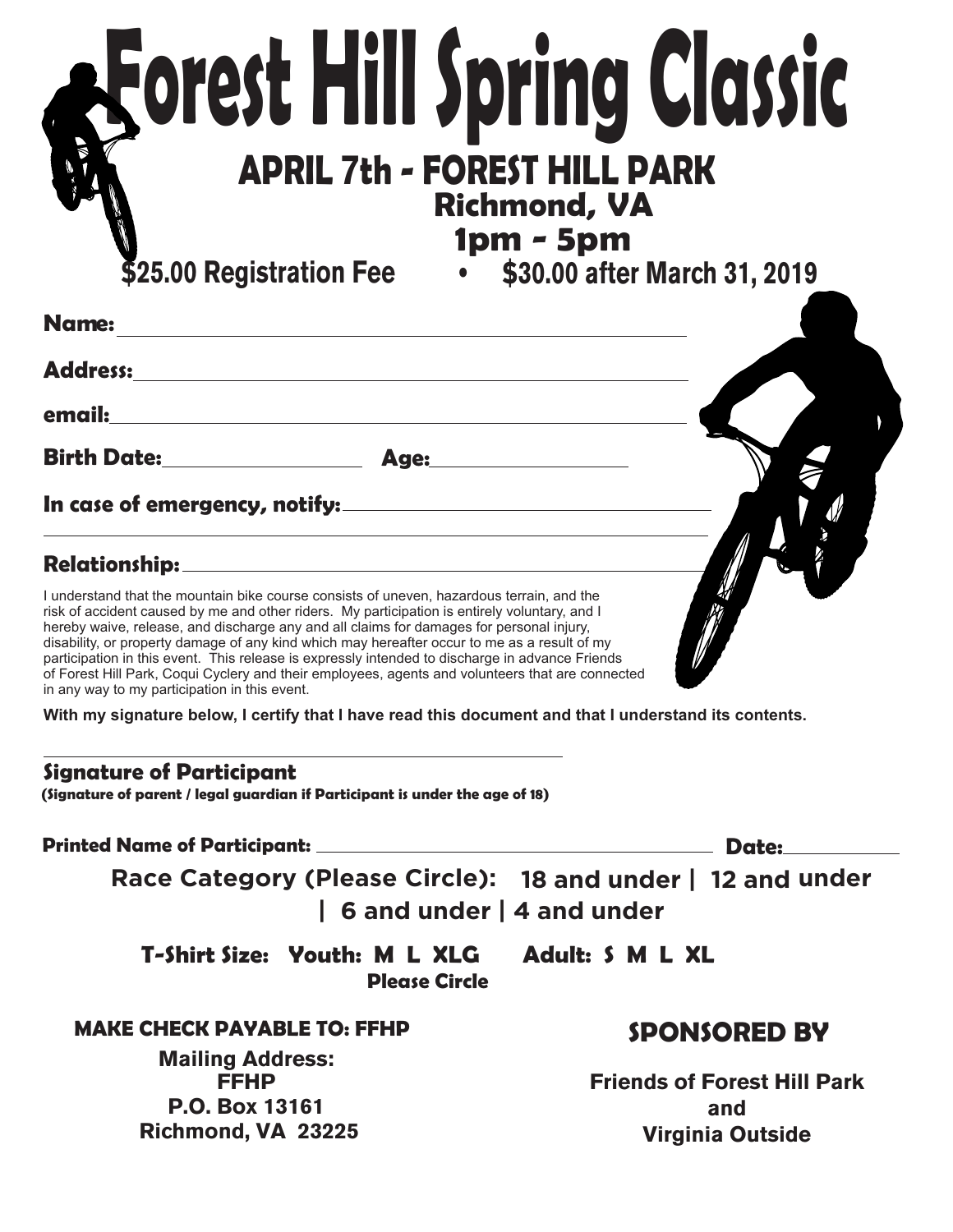# Forest Hill Spring Classic

## APRIL 7th - FOREST HILL PARK

**Richmond, VA**

**1pm - 5pm**

**$25.00 Registration Fee • $30.00 after March 31, 2019**

**Name:** ______________________________

**Address:** ______________________________

**email:** ______________________________

**Birth Date:** ______________ **Age:** ______________

**In case of emergency, notify:** ______________________________

______________________________

**Relationship:** ______________________________

I understand that the mountain bike course consists of uneven, hazardous terrain, and the risk of accident caused by me and other riders. My participation is entirely voluntary, and I hereby waive, release, and discharge any and all claims for damages for personal injury, disability, or property damage of any kind which may hereafter occur to me as a result of my participation in this event. This release is expressly intended to discharge in advance Friends of Forest Hill Park, Coqui Cyclery and their employees, agents and volunteers that are connected in any way to my participation in this event.

**With my signature below, I certify that I have read this document and that I understand its contents.**

______________________________

**Signature of Participant**

**(Signature of parent / legal guardian if Participant is under the age of 18)**

**Printed Name of Participant:** ______________________________ **Date:** __________

**Race Category (Please Circle): 18 and under | 12 and under | 6 and under | 4 and under**

**T-Shirt Size: Youth: M L XLG Adult: S M L XL**

**Please Circle**

**MAKE CHECK PAYABLE TO: FFHP**

**Mailing Address:**
**FFHP**
**P.O. Box 13161**
**Richmond, VA 23225**

## SPONSORED BY

**Friends of Forest Hill Park**
**and**
**Virginia Outside**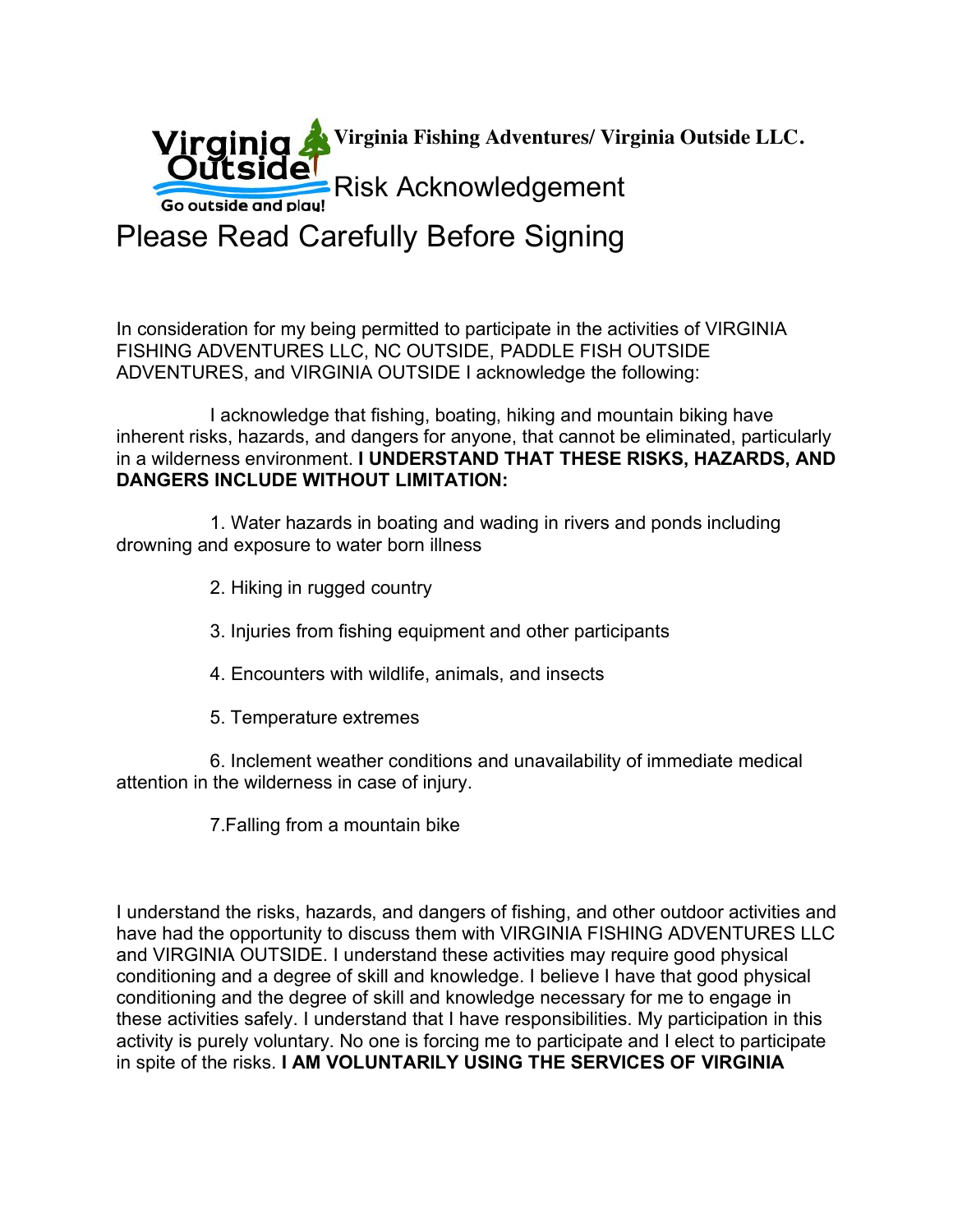**Virginia Fishing Adventures/ Virginia Outside LLC.**

Risk Acknowledgement

# Please Read Carefully Before Signing

In consideration for my being permitted to participate in the activities of VIRGINIA FISHING ADVENTURES LLC, NC OUTSIDE, PADDLE FISH OUTSIDE ADVENTURES, and VIRGINIA OUTSIDE I acknowledge the following:

I acknowledge that fishing, boating, hiking and mountain biking have inherent risks, hazards, and dangers for anyone, that cannot be eliminated, particularly in a wilderness environment. **I UNDERSTAND THAT THESE RISKS, HAZARDS, AND DANGERS INCLUDE WITHOUT LIMITATION:**

1. Water hazards in boating and wading in rivers and ponds including drowning and exposure to water born illness

2. Hiking in rugged country

3. Injuries from fishing equipment and other participants

4. Encounters with wildlife, animals, and insects

5. Temperature extremes

6. Inclement weather conditions and unavailability of immediate medical attention in the wilderness in case of injury.

7.Falling from a mountain bike

I understand the risks, hazards, and dangers of fishing, and other outdoor activities and have had the opportunity to discuss them with VIRGINIA FISHING ADVENTURES LLC and VIRGINIA OUTSIDE. I understand these activities may require good physical conditioning and a degree of skill and knowledge. I believe I have that good physical conditioning and the degree of skill and knowledge necessary for me to engage in these activities safely. I understand that I have responsibilities. My participation in this activity is purely voluntary. No one is forcing me to participate and I elect to participate in spite of the risks. **I AM VOLUNTARILY USING THE SERVICES OF VIRGINIA**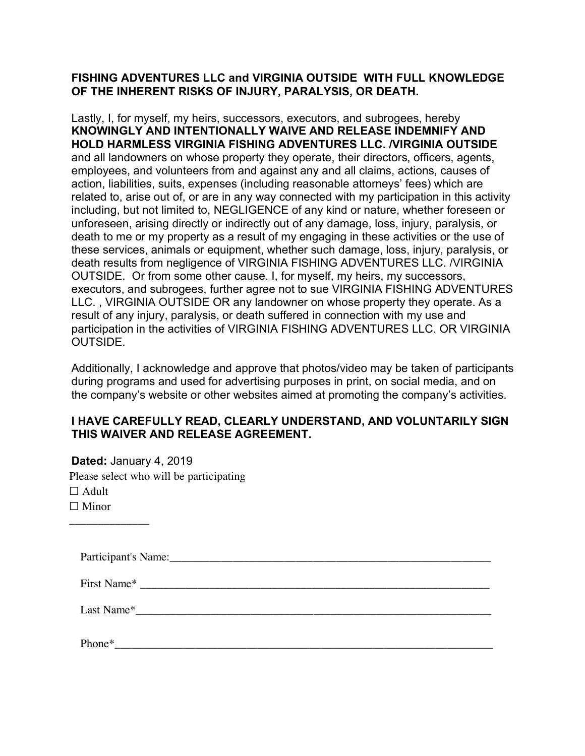**FISHING ADVENTURES LLC and VIRGINIA OUTSIDE WITH FULL KNOWLEDGE OF THE INHERENT RISKS OF INJURY, PARALYSIS, OR DEATH.**

Lastly, I, for myself, my heirs, successors, executors, and subrogees, hereby **KNOWINGLY AND INTENTIONALLY WAIVE AND RELEASE INDEMNIFY AND HOLD HARMLESS VIRGINIA FISHING ADVENTURES LLC. /VIRGINIA OUTSIDE** and all landowners on whose property they operate, their directors, officers, agents, employees, and volunteers from and against any and all claims, actions, causes of action, liabilities, suits, expenses (including reasonable attorneys' fees) which are related to, arise out of, or are in any way connected with my participation in this activity including, but not limited to, NEGLIGENCE of any kind or nature, whether foreseen or unforeseen, arising directly or indirectly out of any damage, loss, injury, paralysis, or death to me or my property as a result of my engaging in these activities or the use of these services, animals or equipment, whether such damage, loss, injury, paralysis, or death results from negligence of VIRGINIA FISHING ADVENTURES LLC. /VIRGINIA OUTSIDE. Or from some other cause. I, for myself, my heirs, my successors, executors, and subrogees, further agree not to sue VIRGINIA FISHING ADVENTURES LLC. , VIRGINIA OUTSIDE OR any landowner on whose property they operate. As a result of any injury, paralysis, or death suffered in connection with my use and participation in the activities of VIRGINIA FISHING ADVENTURES LLC. OR VIRGINIA OUTSIDE.

Additionally, I acknowledge and approve that photos/video may be taken of participants during programs and used for advertising purposes in print, on social media, and on the company's website or other websites aimed at promoting the company's activities.

**I HAVE CAREFULLY READ, CLEARLY UNDERSTAND, AND VOLUNTARILY SIGN THIS WAIVER AND RELEASE AGREEMENT.**

**Dated:** January 4, 2019

Please select who will be participating

☐ Adult

☐ Minor

______________

Participant's Name:____________________________________________________________

First Name* _______________________________________________________________

Last Name*_________________________________________________________________

Phone*____________________________________________________________________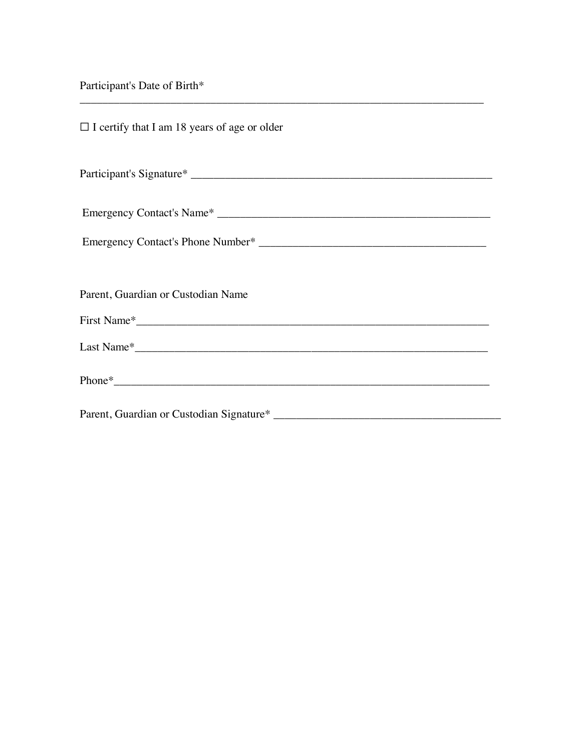Participant's Date of Birth*
_________________________________________________________________________

☐ I certify that I am 18 years of age or older

Participant's Signature* ______________________________________________________

Emergency Contact's Name* ______________________________________________

Emergency Contact's Phone Number* ____________________________________

Parent, Guardian or Custodian Name

First Name*_______________________________________________________________

Last Name*_______________________________________________________________

Phone*____________________________________________________________________

Parent, Guardian or Custodian Signature* ______________________________________